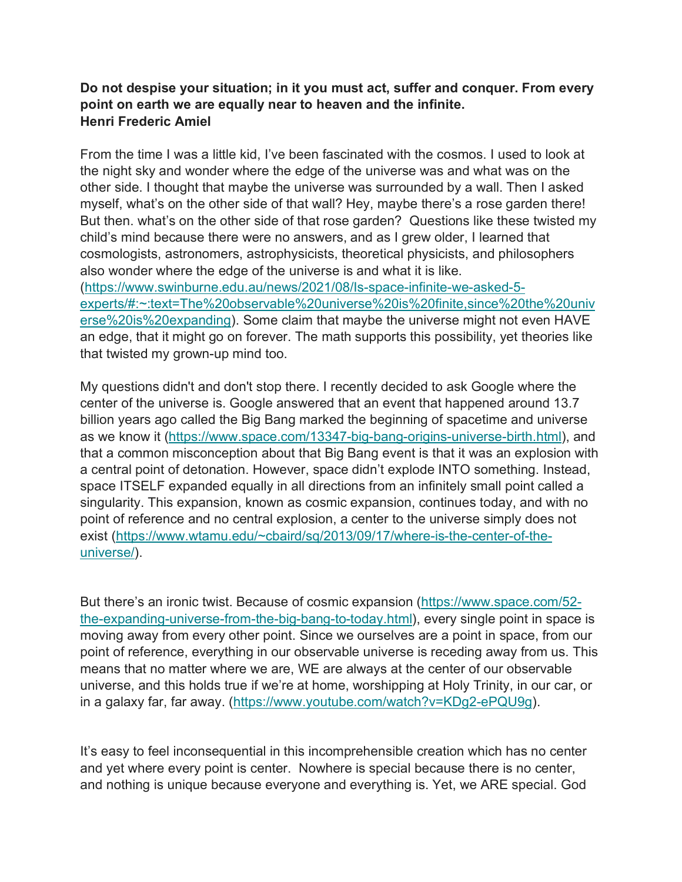**Do not despise your situation; in it you must act, suffer and conquer. From every point on earth we are equally near to heaven and the infinite.**
**Henri Frederic Amiel**

From the time I was a little kid, I've been fascinated with the cosmos. I used to look at the night sky and wonder where the edge of the universe was and what was on the other side. I thought that maybe the universe was surrounded by a wall. Then I asked myself, what's on the other side of that wall? Hey, maybe there's a rose garden there! But then. what's on the other side of that rose garden? Questions like these twisted my child's mind because there were no answers, and as I grew older, I learned that cosmologists, astronomers, astrophysicists, theoretical physicists, and philosophers also wonder where the edge of the universe is and what it is like. (https://www.swinburne.edu.au/news/2021/08/Is-space-infinite-we-asked-5-experts/#:~:text=The%20observable%20universe%20is%20finite,since%20the%20universe%20is%20expanding). Some claim that maybe the universe might not even HAVE an edge, that it might go on forever. The math supports this possibility, yet theories like that twisted my grown-up mind too.

My questions didn't and don't stop there. I recently decided to ask Google where the center of the universe is. Google answered that an event that happened around 13.7 billion years ago called the Big Bang marked the beginning of spacetime and universe as we know it (https://www.space.com/13347-big-bang-origins-universe-birth.html), and that a common misconception about that Big Bang event is that it was an explosion with a central point of detonation. However, space didn't explode INTO something. Instead, space ITSELF expanded equally in all directions from an infinitely small point called a singularity. This expansion, known as cosmic expansion, continues today, and with no point of reference and no central explosion, a center to the universe simply does not exist (https://www.wtamu.edu/~cbaird/sq/2013/09/17/where-is-the-center-of-the-universe/).

But there's an ironic twist. Because of cosmic expansion (https://www.space.com/52-the-expanding-universe-from-the-big-bang-to-today.html), every single point in space is moving away from every other point. Since we ourselves are a point in space, from our point of reference, everything in our observable universe is receding away from us. This means that no matter where we are, WE are always at the center of our observable universe, and this holds true if we're at home, worshipping at Holy Trinity, in our car, or in a galaxy far, far away. (https://www.youtube.com/watch?v=KDg2-ePQU9g).

It's easy to feel inconsequential in this incomprehensible creation which has no center and yet where every point is center. Nowhere is special because there is no center, and nothing is unique because everyone and everything is. Yet, we ARE special. God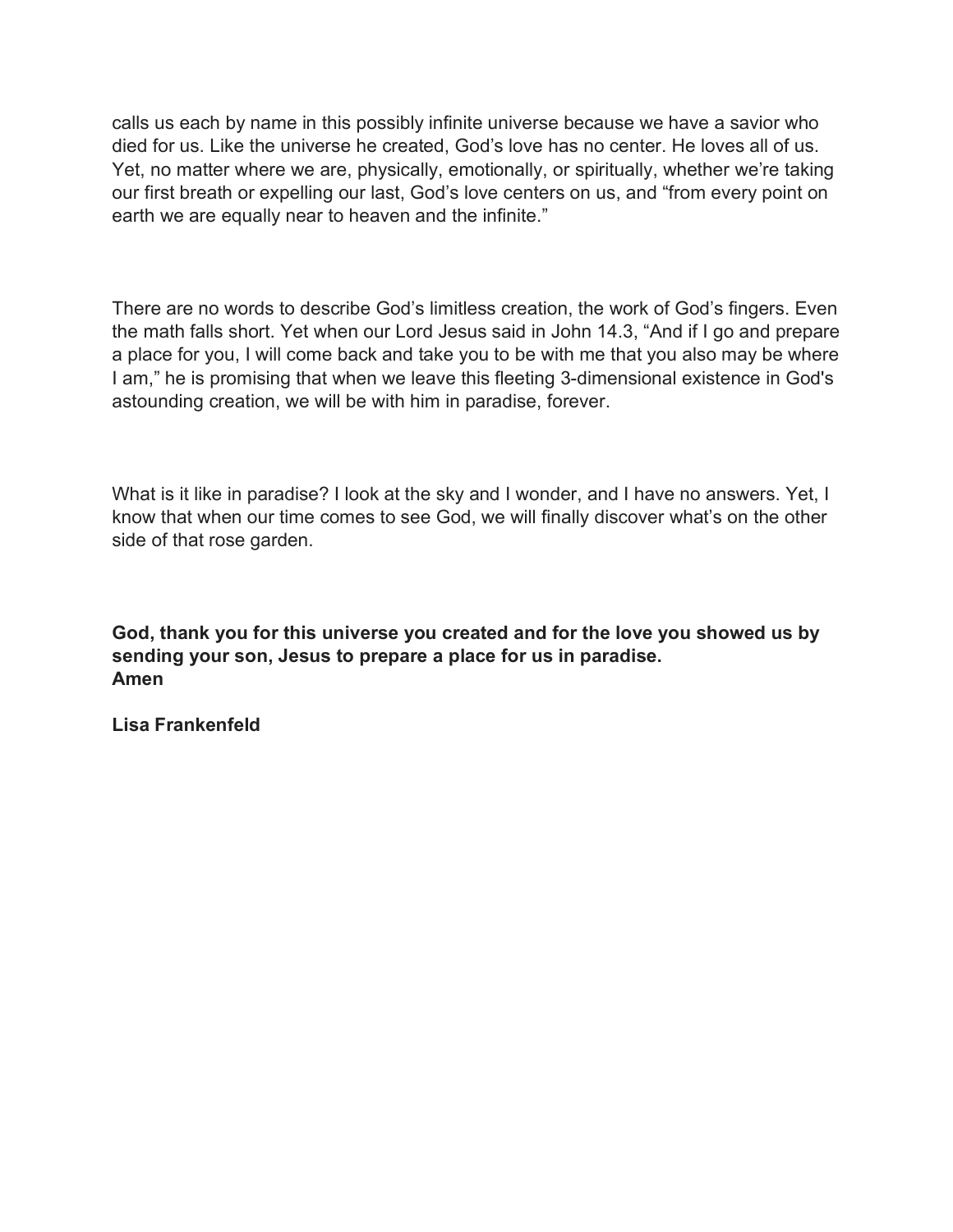calls us each by name in this possibly infinite universe because we have a savior who died for us. Like the universe he created, God's love has no center. He loves all of us. Yet, no matter where we are, physically, emotionally, or spiritually, whether we're taking our first breath or expelling our last, God's love centers on us, and "from every point on earth we are equally near to heaven and the infinite."

There are no words to describe God's limitless creation, the work of God's fingers. Even the math falls short. Yet when our Lord Jesus said in John 14.3, "And if I go and prepare a place for you, I will come back and take you to be with me that you also may be where I am," he is promising that when we leave this fleeting 3-dimensional existence in God's astounding creation, we will be with him in paradise, forever.

What is it like in paradise? I look at the sky and I wonder, and I have no answers. Yet, I know that when our time comes to see God, we will finally discover what's on the other side of that rose garden.

**God, thank you for this universe you created and for the love you showed us by sending your son, Jesus to prepare a place for us in paradise.**
**Amen**

**Lisa Frankenfeld**